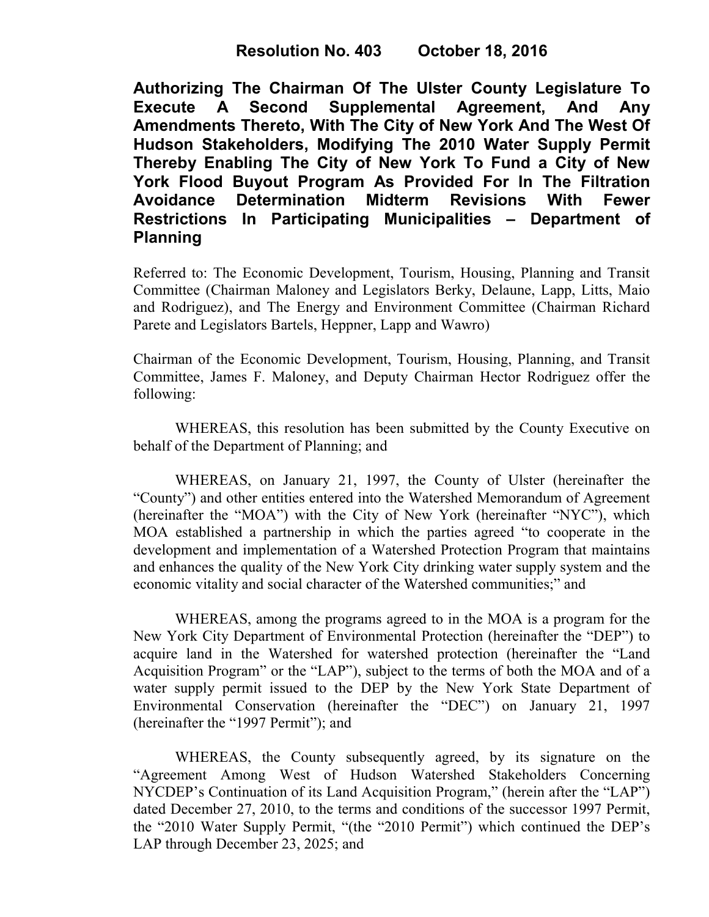**Resolution No. 403 October 18, 2016**

**Authorizing The Chairman Of The Ulster County Legislature To Execute A Second Supplemental Agreement, And Any Amendments Thereto, With The City of New York And The West Of Hudson Stakeholders, Modifying The 2010 Water Supply Permit Thereby Enabling The City of New York To Fund a City of New York Flood Buyout Program As Provided For In The Filtration Avoidance Determination Midterm Revisions With Fewer Restrictions In Participating Municipalities – Department of Planning**

Referred to: The Economic Development, Tourism, Housing, Planning and Transit Committee (Chairman Maloney and Legislators Berky, Delaune, Lapp, Litts, Maio and Rodriguez), and The Energy and Environment Committee (Chairman Richard Parete and Legislators Bartels, Heppner, Lapp and Wawro)

Chairman of the Economic Development, Tourism, Housing, Planning, and Transit Committee, James F. Maloney, and Deputy Chairman Hector Rodriguez offer the following:

WHEREAS, this resolution has been submitted by the County Executive on behalf of the Department of Planning; and

WHEREAS, on January 21, 1997, the County of Ulster (hereinafter the "County") and other entities entered into the Watershed Memorandum of Agreement (hereinafter the "MOA") with the City of New York (hereinafter "NYC"), which MOA established a partnership in which the parties agreed "to cooperate in the development and implementation of a Watershed Protection Program that maintains and enhances the quality of the New York City drinking water supply system and the economic vitality and social character of the Watershed communities;" and

WHEREAS, among the programs agreed to in the MOA is a program for the New York City Department of Environmental Protection (hereinafter the "DEP") to acquire land in the Watershed for watershed protection (hereinafter the "Land Acquisition Program" or the "LAP"), subject to the terms of both the MOA and of a water supply permit issued to the DEP by the New York State Department of Environmental Conservation (hereinafter the "DEC") on January 21, 1997 (hereinafter the "1997 Permit"); and

WHEREAS, the County subsequently agreed, by its signature on the "Agreement Among West of Hudson Watershed Stakeholders Concerning NYCDEP's Continuation of its Land Acquisition Program," (herein after the "LAP") dated December 27, 2010, to the terms and conditions of the successor 1997 Permit, the "2010 Water Supply Permit, "(the "2010 Permit") which continued the DEP's LAP through December 23, 2025; and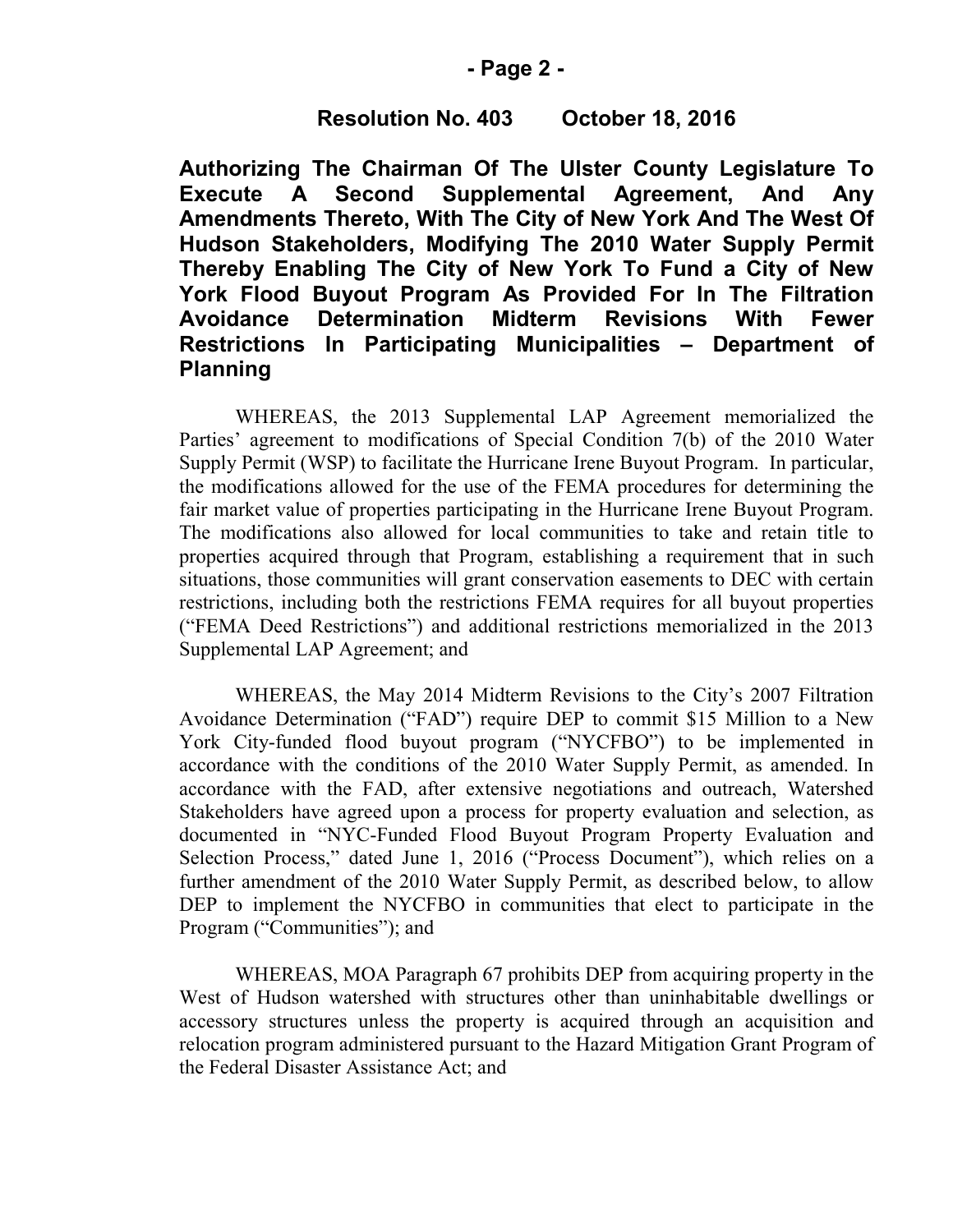**Resolution No. 403 October 18, 2016**

**Authorizing The Chairman Of The Ulster County Legislature To Execute A Second Supplemental Agreement, And Any Amendments Thereto, With The City of New York And The West Of Hudson Stakeholders, Modifying The 2010 Water Supply Permit Thereby Enabling The City of New York To Fund a City of New York Flood Buyout Program As Provided For In The Filtration Avoidance Determination Midterm Revisions With Fewer Restrictions In Participating Municipalities – Department of Planning**

WHEREAS, the 2013 Supplemental LAP Agreement memorialized the Parties' agreement to modifications of Special Condition 7(b) of the 2010 Water Supply Permit (WSP) to facilitate the Hurricane Irene Buyout Program. In particular, the modifications allowed for the use of the FEMA procedures for determining the fair market value of properties participating in the Hurricane Irene Buyout Program. The modifications also allowed for local communities to take and retain title to properties acquired through that Program, establishing a requirement that in such situations, those communities will grant conservation easements to DEC with certain restrictions, including both the restrictions FEMA requires for all buyout properties ("FEMA Deed Restrictions") and additional restrictions memorialized in the 2013 Supplemental LAP Agreement; and

WHEREAS, the May 2014 Midterm Revisions to the City's 2007 Filtration Avoidance Determination ("FAD") require DEP to commit $15 Million to a New York City-funded flood buyout program ("NYCFBO") to be implemented in accordance with the conditions of the 2010 Water Supply Permit, as amended. In accordance with the FAD, after extensive negotiations and outreach, Watershed Stakeholders have agreed upon a process for property evaluation and selection, as documented in "NYC-Funded Flood Buyout Program Property Evaluation and Selection Process," dated June 1, 2016 ("Process Document"), which relies on a further amendment of the 2010 Water Supply Permit, as described below, to allow DEP to implement the NYCFBO in communities that elect to participate in the Program ("Communities"); and

WHEREAS, MOA Paragraph 67 prohibits DEP from acquiring property in the West of Hudson watershed with structures other than uninhabitable dwellings or accessory structures unless the property is acquired through an acquisition and relocation program administered pursuant to the Hazard Mitigation Grant Program of the Federal Disaster Assistance Act; and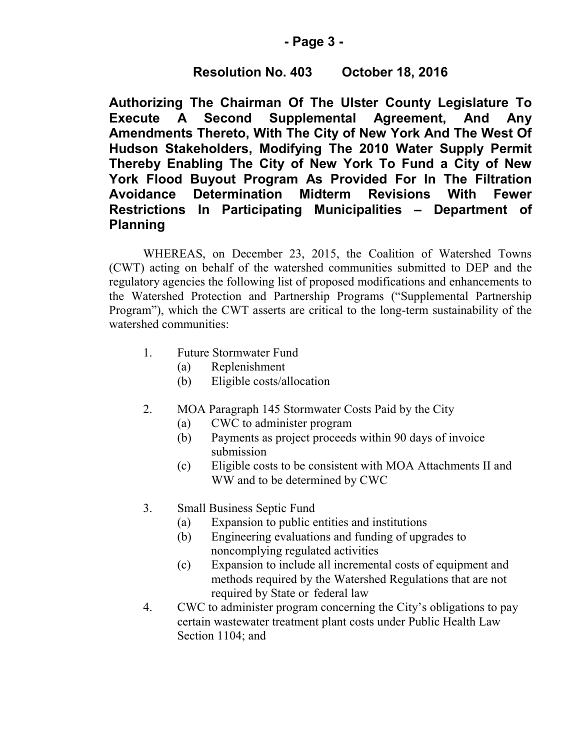**Resolution No. 403 October 18, 2016**

**Authorizing The Chairman Of The Ulster County Legislature To Execute A Second Supplemental Agreement, And Any Amendments Thereto, With The City of New York And The West Of Hudson Stakeholders, Modifying The 2010 Water Supply Permit Thereby Enabling The City of New York To Fund a City of New York Flood Buyout Program As Provided For In The Filtration Avoidance Determination Midterm Revisions With Fewer Restrictions In Participating Municipalities – Department of Planning**

WHEREAS, on December 23, 2015, the Coalition of Watershed Towns (CWT) acting on behalf of the watershed communities submitted to DEP and the regulatory agencies the following list of proposed modifications and enhancements to the Watershed Protection and Partnership Programs ("Supplemental Partnership Program"), which the CWT asserts are critical to the long-term sustainability of the watershed communities:

1. Future Stormwater Fund
   - (a) Replenishment
   - (b) Eligible costs/allocation

2. MOA Paragraph 145 Stormwater Costs Paid by the City
   - (a) CWC to administer program
   - (b) Payments as project proceeds within 90 days of invoice submission
   - (c) Eligible costs to be consistent with MOA Attachments II and WW and to be determined by CWC

3. Small Business Septic Fund
   - (a) Expansion to public entities and institutions
   - (b) Engineering evaluations and funding of upgrades to noncomplying regulated activities
   - (c) Expansion to include all incremental costs of equipment and methods required by the Watershed Regulations that are not required by State or federal law
4. CWC to administer program concerning the City's obligations to pay certain wastewater treatment plant costs under Public Health Law Section 1104; and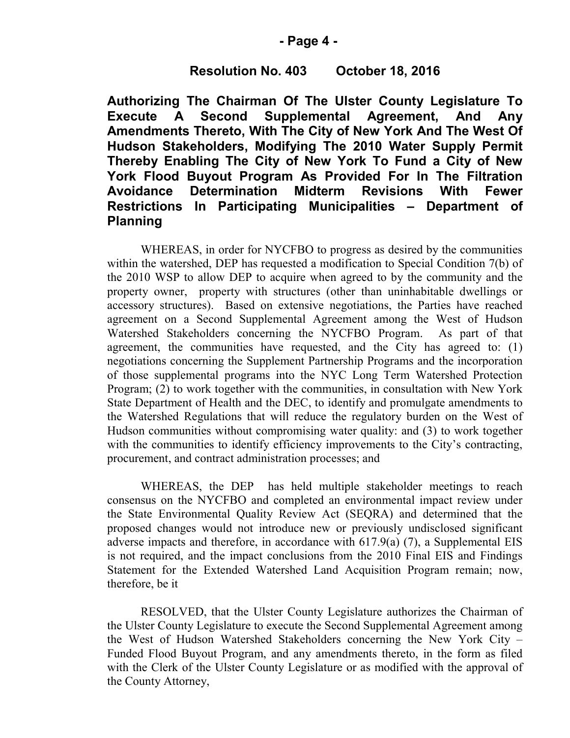**Resolution No. 403 October 18, 2016**

**Authorizing The Chairman Of The Ulster County Legislature To Execute A Second Supplemental Agreement, And Any Amendments Thereto, With The City of New York And The West Of Hudson Stakeholders, Modifying The 2010 Water Supply Permit Thereby Enabling The City of New York To Fund a City of New York Flood Buyout Program As Provided For In The Filtration Avoidance Determination Midterm Revisions With Fewer Restrictions In Participating Municipalities – Department of Planning**

WHEREAS, in order for NYCFBO to progress as desired by the communities within the watershed, DEP has requested a modification to Special Condition 7(b) of the 2010 WSP to allow DEP to acquire when agreed to by the community and the property owner, property with structures (other than uninhabitable dwellings or accessory structures). Based on extensive negotiations, the Parties have reached agreement on a Second Supplemental Agreement among the West of Hudson Watershed Stakeholders concerning the NYCFBO Program. As part of that agreement, the communities have requested, and the City has agreed to: (1) negotiations concerning the Supplement Partnership Programs and the incorporation of those supplemental programs into the NYC Long Term Watershed Protection Program; (2) to work together with the communities, in consultation with New York State Department of Health and the DEC, to identify and promulgate amendments to the Watershed Regulations that will reduce the regulatory burden on the West of Hudson communities without compromising water quality: and (3) to work together with the communities to identify efficiency improvements to the City's contracting, procurement, and contract administration processes; and

WHEREAS, the DEP has held multiple stakeholder meetings to reach consensus on the NYCFBO and completed an environmental impact review under the State Environmental Quality Review Act (SEQRA) and determined that the proposed changes would not introduce new or previously undisclosed significant adverse impacts and therefore, in accordance with 617.9(a) (7), a Supplemental EIS is not required, and the impact conclusions from the 2010 Final EIS and Findings Statement for the Extended Watershed Land Acquisition Program remain; now, therefore, be it

RESOLVED, that the Ulster County Legislature authorizes the Chairman of the Ulster County Legislature to execute the Second Supplemental Agreement among the West of Hudson Watershed Stakeholders concerning the New York City – Funded Flood Buyout Program, and any amendments thereto, in the form as filed with the Clerk of the Ulster County Legislature or as modified with the approval of the County Attorney,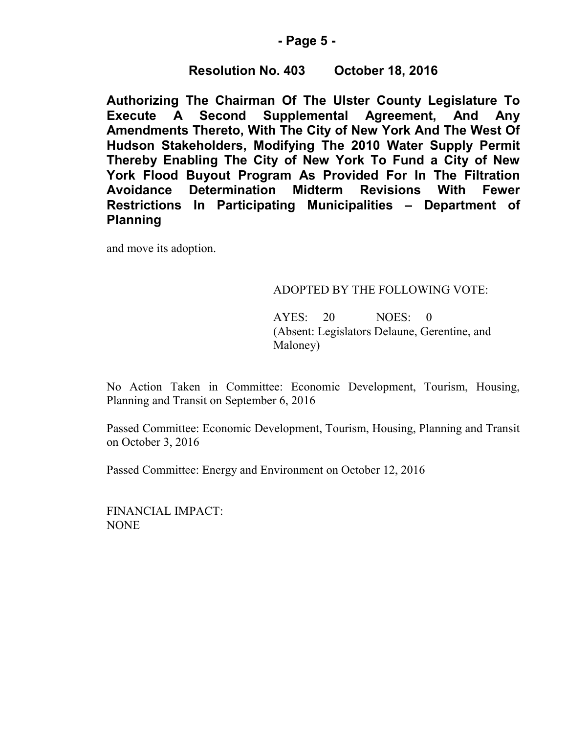**Resolution No. 403 October 18, 2016**

**Authorizing The Chairman Of The Ulster County Legislature To Execute A Second Supplemental Agreement, And Any Amendments Thereto, With The City of New York And The West Of Hudson Stakeholders, Modifying The 2010 Water Supply Permit Thereby Enabling The City of New York To Fund a City of New York Flood Buyout Program As Provided For In The Filtration Avoidance Determination Midterm Revisions With Fewer Restrictions In Participating Municipalities – Department of Planning**

and move its adoption.

ADOPTED BY THE FOLLOWING VOTE:

AYES: 20 NOES: 0
(Absent: Legislators Delaune, Gerentine, and Maloney)

No Action Taken in Committee: Economic Development, Tourism, Housing, Planning and Transit on September 6, 2016

Passed Committee: Economic Development, Tourism, Housing, Planning and Transit on October 3, 2016

Passed Committee: Energy and Environment on October 12, 2016

FINANCIAL IMPACT:
NONE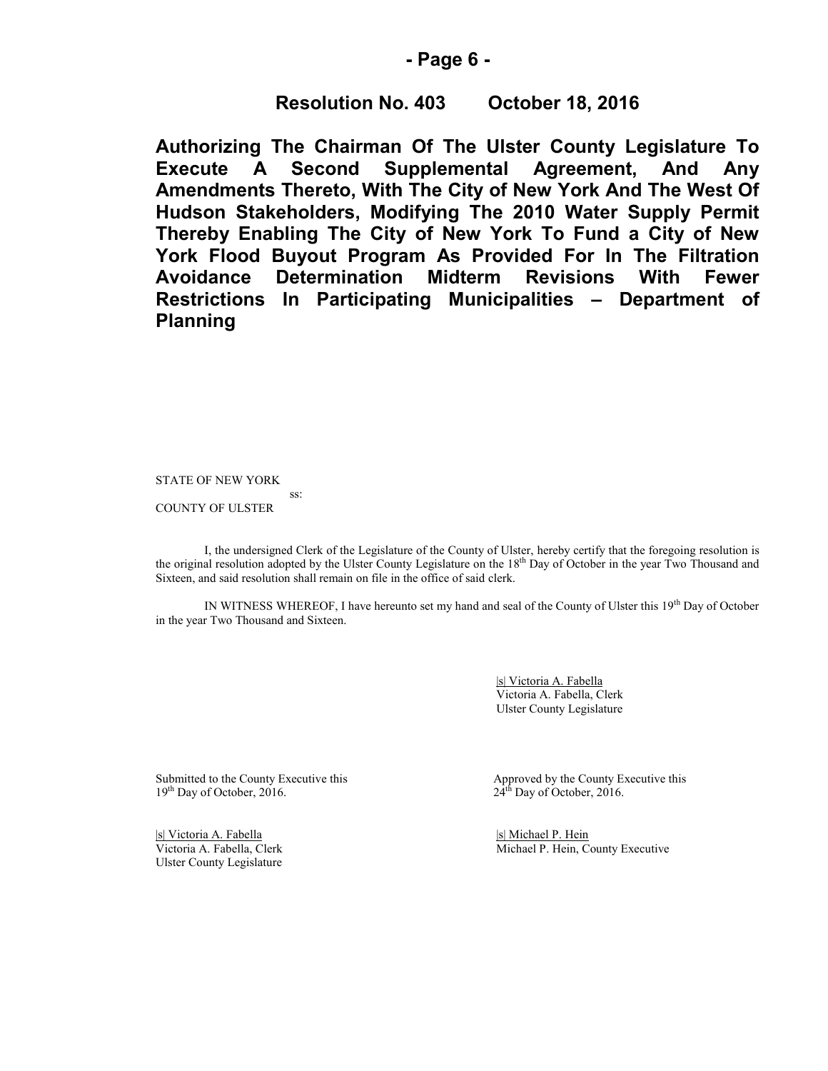## Resolution No. 403 October 18, 2016

**Authorizing The Chairman Of The Ulster County Legislature To Execute A Second Supplemental Agreement, And Any Amendments Thereto, With The City of New York And The West Of Hudson Stakeholders, Modifying The 2010 Water Supply Permit Thereby Enabling The City of New York To Fund a City of New York Flood Buyout Program As Provided For In The Filtration Avoidance Determination Midterm Revisions With Fewer Restrictions In Participating Municipalities – Department of Planning**

STATE OF NEW YORK
ss:
COUNTY OF ULSTER

I, the undersigned Clerk of the Legislature of the County of Ulster, hereby certify that the foregoing resolution is the original resolution adopted by the Ulster County Legislature on the 18th Day of October in the year Two Thousand and Sixteen, and said resolution shall remain on file in the office of said clerk.

IN WITNESS WHEREOF, I have hereunto set my hand and seal of the County of Ulster this 19th Day of October in the year Two Thousand and Sixteen.

|s| Victoria A. Fabella
Victoria A. Fabella, Clerk
Ulster County Legislature

Submitted to the County Executive this 19th Day of October, 2016.

|s| Victoria A. Fabella
Victoria A. Fabella, Clerk
Ulster County Legislature

Approved by the County Executive this 24th Day of October, 2016.

|s| Michael P. Hein
Michael P. Hein, County Executive